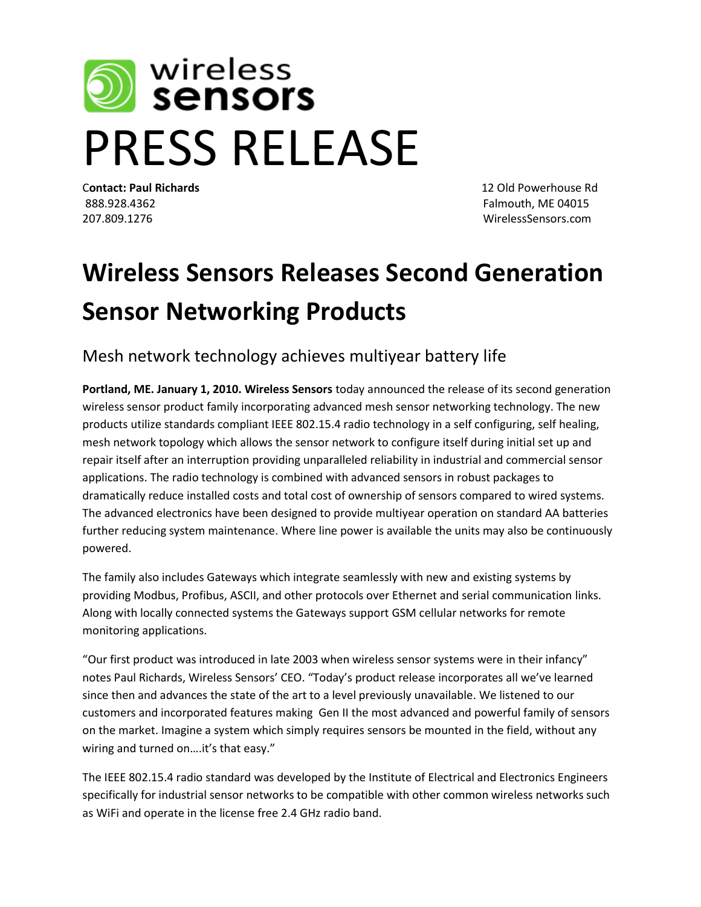wireless sensors

# PRESS RELEASE

**Contact: Paul Richards**
888.928.4362
207.809.1276

12 Old Powerhouse Rd
Falmouth, ME 04015
WirelessSensors.com

# Wireless Sensors Releases Second Generation Sensor Networking Products

## Mesh network technology achieves multiyear battery life

**Portland, ME. January 1, 2010. Wireless Sensors** today announced the release of its second generation wireless sensor product family incorporating advanced mesh sensor networking technology. The new products utilize standards compliant IEEE 802.15.4 radio technology in a self configuring, self healing, mesh network topology which allows the sensor network to configure itself during initial set up and repair itself after an interruption providing unparalleled reliability in industrial and commercial sensor applications. The radio technology is combined with advanced sensors in robust packages to dramatically reduce installed costs and total cost of ownership of sensors compared to wired systems. The advanced electronics have been designed to provide multiyear operation on standard AA batteries further reducing system maintenance. Where line power is available the units may also be continuously powered.

The family also includes Gateways which integrate seamlessly with new and existing systems by providing Modbus, Profibus, ASCII, and other protocols over Ethernet and serial communication links. Along with locally connected systems the Gateways support GSM cellular networks for remote monitoring applications.

“Our first product was introduced in late 2003 when wireless sensor systems were in their infancy” notes Paul Richards, Wireless Sensors’ CEO. “Today’s product release incorporates all we’ve learned since then and advances the state of the art to a level previously unavailable. We listened to our customers and incorporated features making Gen II the most advanced and powerful family of sensors on the market. Imagine a system which simply requires sensors be mounted in the field, without any wiring and turned on….it’s that easy.”

The IEEE 802.15.4 radio standard was developed by the Institute of Electrical and Electronics Engineers specifically for industrial sensor networks to be compatible with other common wireless networks such as WiFi and operate in the license free 2.4 GHz radio band.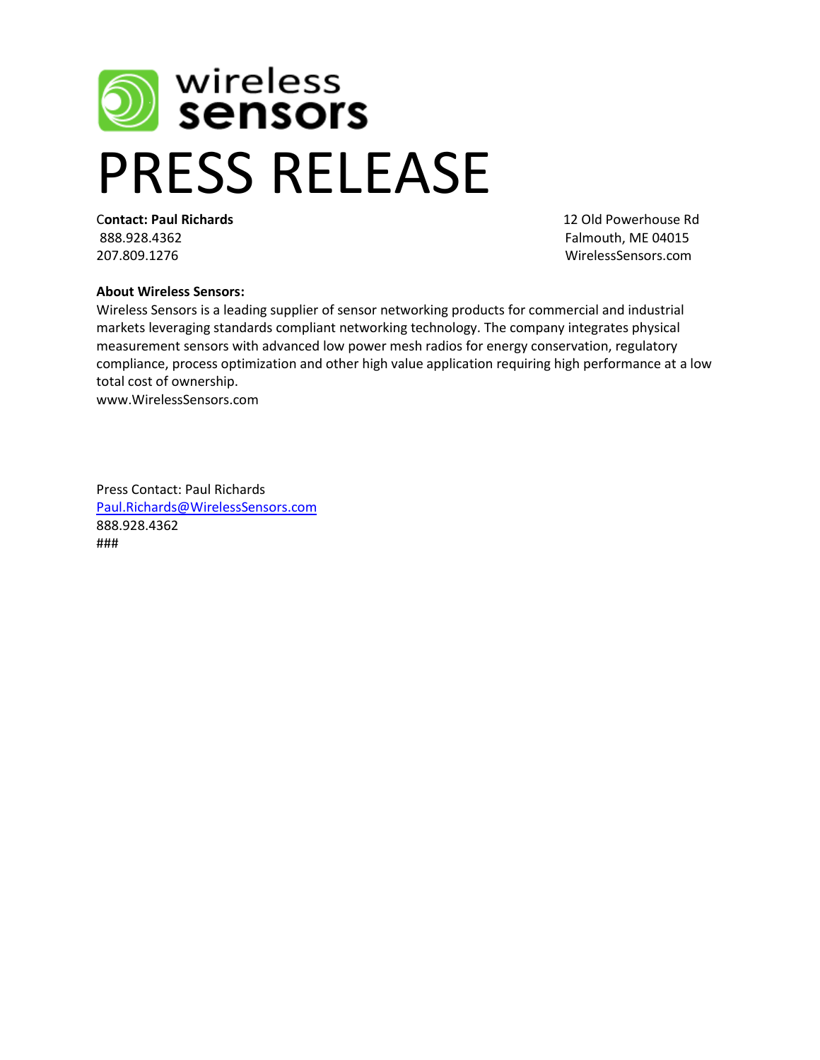wireless
sensors

# PRESS RELEASE

**Contact: Paul Richards**
888.928.4362
207.809.1276

12 Old Powerhouse Rd
Falmouth, ME 04015
WirelessSensors.com

**About Wireless Sensors:**
Wireless Sensors is a leading supplier of sensor networking products for commercial and industrial markets leveraging standards compliant networking technology. The company integrates physical measurement sensors with advanced low power mesh radios for energy conservation, regulatory compliance, process optimization and other high value application requiring high performance at a low total cost of ownership.
www.WirelessSensors.com

Press Contact: Paul Richards
Paul.Richards@WirelessSensors.com
888.928.4362
###